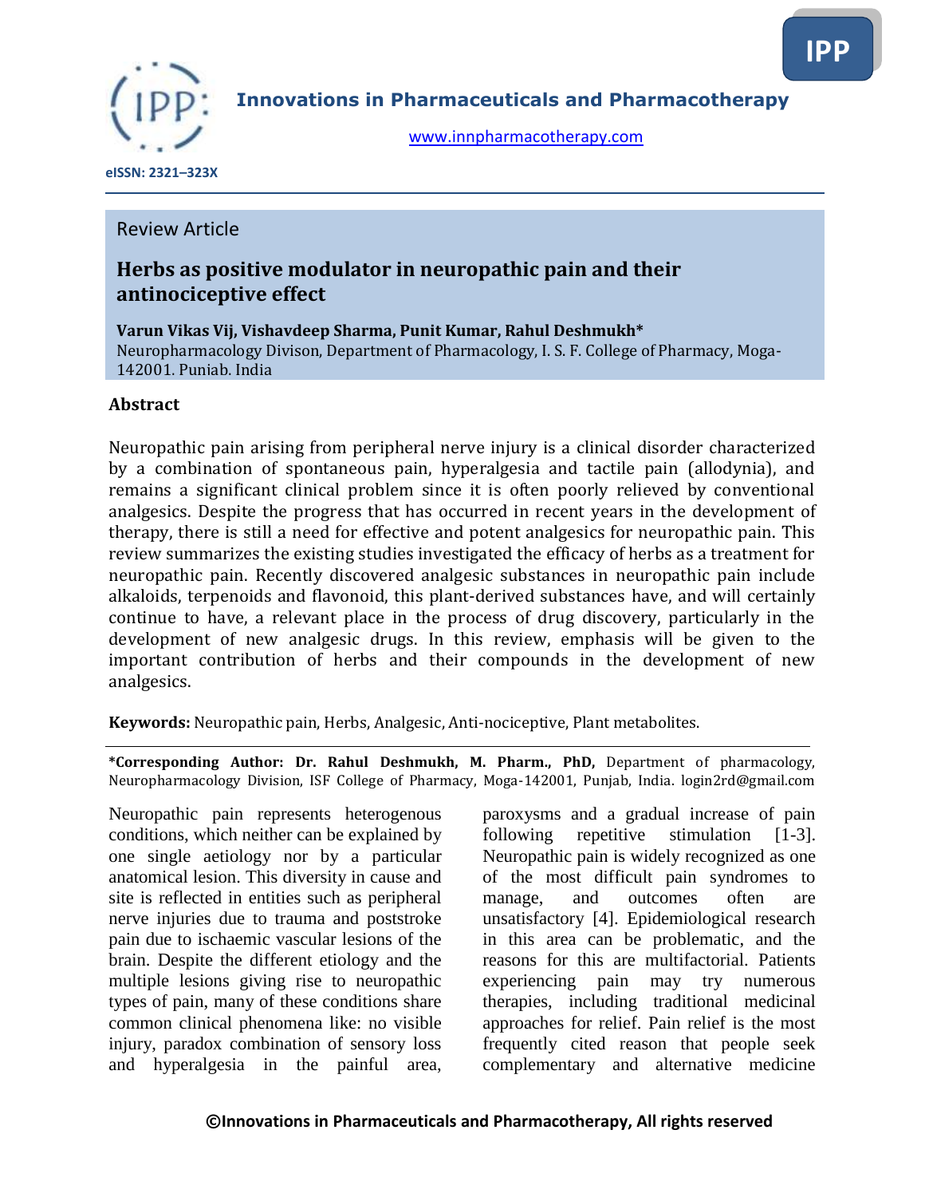Innovations in Pharmaceuticals and Pharmacotherapy

www.innpharmacotherapy.com

eISSN: 2321–323X

Review Article

# Herbs as positive modulator in neuropathic pain and their antinociceptive effect

**Varun Vikas Vij, Vishavdeep Sharma, Punit Kumar, Rahul Deshmukh***

Neuropharmacology Divison, Department of Pharmacology, I. S. F. College of Pharmacy, Moga-142001. Punjab. India

## Abstract

Neuropathic pain arising from peripheral nerve injury is a clinical disorder characterized by a combination of spontaneous pain, hyperalgesia and tactile pain (allodynia), and remains a significant clinical problem since it is often poorly relieved by conventional analgesics. Despite the progress that has occurred in recent years in the development of therapy, there is still a need for effective and potent analgesics for neuropathic pain. This review summarizes the existing studies investigated the efficacy of herbs as a treatment for neuropathic pain. Recently discovered analgesic substances in neuropathic pain include alkaloids, terpenoids and flavonoid, this plant-derived substances have, and will certainly continue to have, a relevant place in the process of drug discovery, particularly in the development of new analgesic drugs. In this review, emphasis will be given to the important contribution of herbs and their compounds in the development of new analgesics.

**Keywords:** Neuropathic pain, Herbs, Analgesic, Anti-nociceptive, Plant metabolites.

**\*Corresponding Author: Dr. Rahul Deshmukh, M. Pharm., PhD,** Department of pharmacology, Neuropharmacology Division, ISF College of Pharmacy, Moga-142001, Punjab, India. login2rd@gmail.com

Neuropathic pain represents heterogenous conditions, which neither can be explained by one single aetiology nor by a particular anatomical lesion. This diversity in cause and site is reflected in entities such as peripheral nerve injuries due to trauma and poststroke pain due to ischaemic vascular lesions of the brain. Despite the different etiology and the multiple lesions giving rise to neuropathic types of pain, many of these conditions share common clinical phenomena like: no visible injury, paradox combination of sensory loss and hyperalgesia in the painful area, paroxysms and a gradual increase of pain following repetitive stimulation [1-3]. Neuropathic pain is widely recognized as one of the most difficult pain syndromes to manage, and outcomes often are unsatisfactory [4]. Epidemiological research in this area can be problematic, and the reasons for this are multifactorial. Patients experiencing pain may try numerous therapies, including traditional medicinal approaches for relief. Pain relief is the most frequently cited reason that people seek complementary and alternative medicine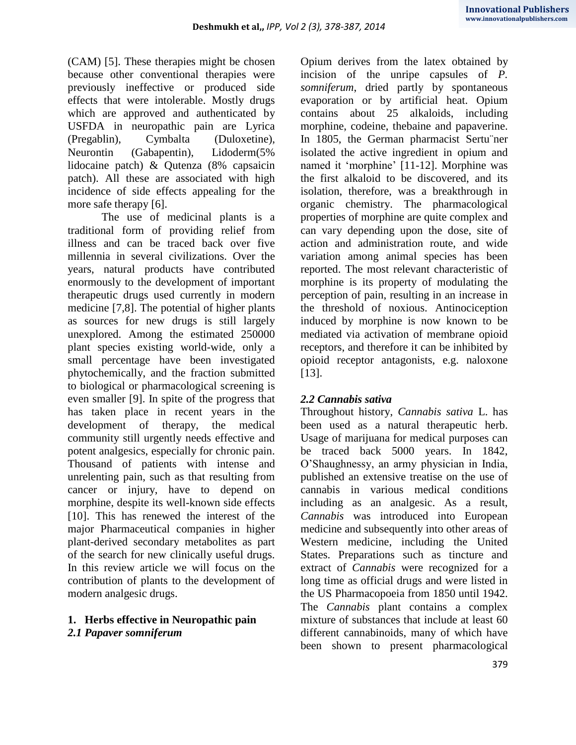(CAM) [5]. These therapies might be chosen because other conventional therapies were previously ineffective or produced side effects that were intolerable. Mostly drugs which are approved and authenticated by USFDA in neuropathic pain are Lyrica (Pregablin), Cymbalta (Duloxetine), Neurontin (Gabapentin), Lidoderm(5% lidocaine patch) & Qutenza (8% capsaicin patch). All these are associated with high incidence of side effects appealing for the more safe therapy [6].

The use of medicinal plants is a traditional form of providing relief from illness and can be traced back over five millennia in several civilizations. Over the years, natural products have contributed enormously to the development of important therapeutic drugs used currently in modern medicine [7,8]. The potential of higher plants as sources for new drugs is still largely unexplored. Among the estimated 250000 plant species existing world-wide, only a small percentage have been investigated phytochemically, and the fraction submitted to biological or pharmacological screening is even smaller [9]. In spite of the progress that has taken place in recent years in the development of therapy, the medical community still urgently needs effective and potent analgesics, especially for chronic pain. Thousand of patients with intense and unrelenting pain, such as that resulting from cancer or injury, have to depend on morphine, despite its well-known side effects [10]. This has renewed the interest of the major Pharmaceutical companies in higher plant-derived secondary metabolites as part of the search for new clinically useful drugs. In this review article we will focus on the contribution of plants to the development of modern analgesic drugs.

## 1. Herbs effective in Neuropathic pain

### *2.1 Papaver somniferum*

Opium derives from the latex obtained by incision of the unripe capsules of *P. somniferum*, dried partly by spontaneous evaporation or by artificial heat. Opium contains about 25 alkaloids, including morphine, codeine, thebaine and papaverine. In 1805, the German pharmacist Sertu¨ner isolated the active ingredient in opium and named it 'morphine' [11-12]. Morphine was the first alkaloid to be discovered, and its isolation, therefore, was a breakthrough in organic chemistry. The pharmacological properties of morphine are quite complex and can vary depending upon the dose, site of action and administration route, and wide variation among animal species has been reported. The most relevant characteristic of morphine is its property of modulating the perception of pain, resulting in an increase in the threshold of noxious. Antinociception induced by morphine is now known to be mediated via activation of membrane opioid receptors, and therefore it can be inhibited by opioid receptor antagonists, e.g. naloxone [13].

### *2.2 Cannabis sativa*

Throughout history, *Cannabis sativa* L. has been used as a natural therapeutic herb. Usage of marijuana for medical purposes can be traced back 5000 years. In 1842, O'Shaughnessy, an army physician in India, published an extensive treatise on the use of cannabis in various medical conditions including as an analgesic. As a result, *Cannabis* was introduced into European medicine and subsequently into other areas of Western medicine, including the United States. Preparations such as tincture and extract of *Cannabis* were recognized for a long time as official drugs and were listed in the US Pharmacopoeia from 1850 until 1942. The *Cannabis* plant contains a complex mixture of substances that include at least 60 different cannabinoids, many of which have been shown to present pharmacological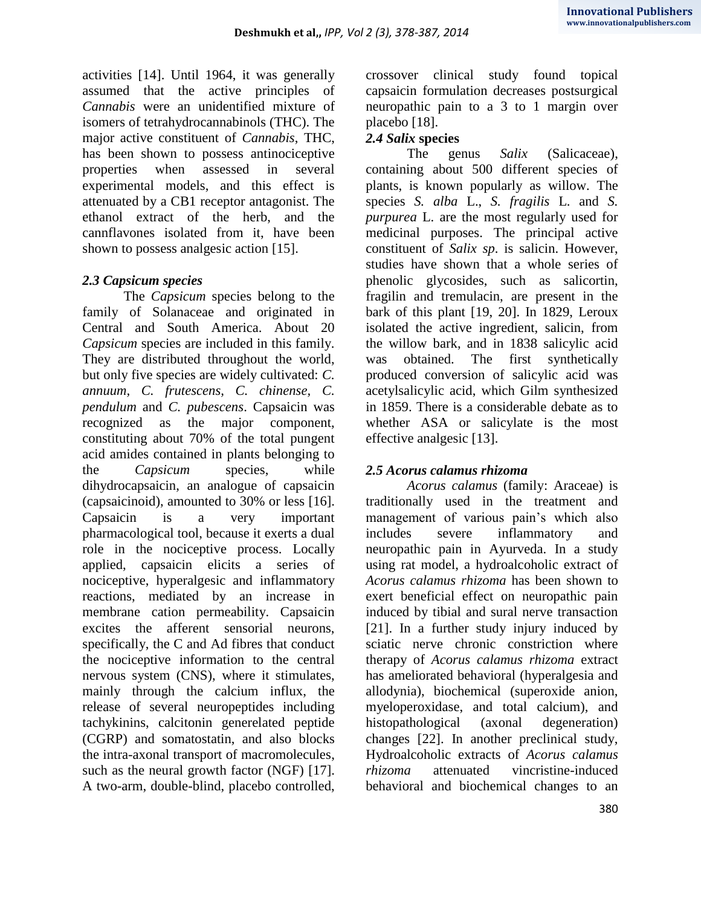activities [14]. Until 1964, it was generally assumed that the active principles of *Cannabis* were an unidentified mixture of isomers of tetrahydrocannabinols (THC). The major active constituent of *Cannabis*, THC, has been shown to possess antinociceptive properties when assessed in several experimental models, and this effect is attenuated by a CB1 receptor antagonist. The ethanol extract of the herb, and the cannflavones isolated from it, have been shown to possess analgesic action [15].

### *2.3 Capsicum species*

The *Capsicum* species belong to the family of Solanaceae and originated in Central and South America. About 20 *Capsicum* species are included in this family. They are distributed throughout the world, but only five species are widely cultivated: *C. annuum*, *C. frutescens*, *C. chinense*, *C. pendulum* and *C. pubescens*. Capsaicin was recognized as the major component, constituting about 70% of the total pungent acid amides contained in plants belonging to the *Capsicum* species, while dihydrocapsaicin, an analogue of capsaicin (capsaicinoid), amounted to 30% or less [16]. Capsaicin is a very important pharmacological tool, because it exerts a dual role in the nociceptive process. Locally applied, capsaicin elicits a series of nociceptive, hyperalgesic and inflammatory reactions, mediated by an increase in membrane cation permeability. Capsaicin excites the afferent sensorial neurons, specifically, the C and Ad fibres that conduct the nociceptive information to the central nervous system (CNS), where it stimulates, mainly through the calcium influx, the release of several neuropeptides including tachykinins, calcitonin generelated peptide (CGRP) and somatostatin, and also blocks the intra-axonal transport of macromolecules, such as the neural growth factor (NGF) [17]. A two-arm, double-blind, placebo controlled, crossover clinical study found topical capsaicin formulation decreases postsurgical neuropathic pain to a 3 to 1 margin over placebo [18].

### *2.4 Salix* species

The genus *Salix* (Salicaceae), containing about 500 different species of plants, is known popularly as willow. The species *S. alba* L., *S. fragilis* L. and *S. purpurea* L. are the most regularly used for medicinal purposes. The principal active constituent of *Salix sp*. is salicin. However, studies have shown that a whole series of phenolic glycosides, such as salicortin, fragilin and tremulacin, are present in the bark of this plant [19, 20]. In 1829, Leroux isolated the active ingredient, salicin, from the willow bark, and in 1838 salicylic acid was obtained. The first synthetically produced conversion of salicylic acid was acetylsalicylic acid, which Gilm synthesized in 1859. There is a considerable debate as to whether ASA or salicylate is the most effective analgesic [13].

### *2.5 Acorus calamus rhizoma*

*Acorus calamus* (family: Araceae) is traditionally used in the treatment and management of various pain's which also includes severe inflammatory and neuropathic pain in Ayurveda. In a study using rat model, a hydroalcoholic extract of *Acorus calamus rhizoma* has been shown to exert beneficial effect on neuropathic pain induced by tibial and sural nerve transaction [21]. In a further study injury induced by sciatic nerve chronic constriction where therapy of *Acorus calamus rhizoma* extract has ameliorated behavioral (hyperalgesia and allodynia), biochemical (superoxide anion, myeloperoxidase, and total calcium), and histopathological (axonal degeneration) changes [22]. In another preclinical study, Hydroalcoholic extracts of *Acorus calamus rhizoma* attenuated vincristine-induced behavioral and biochemical changes to an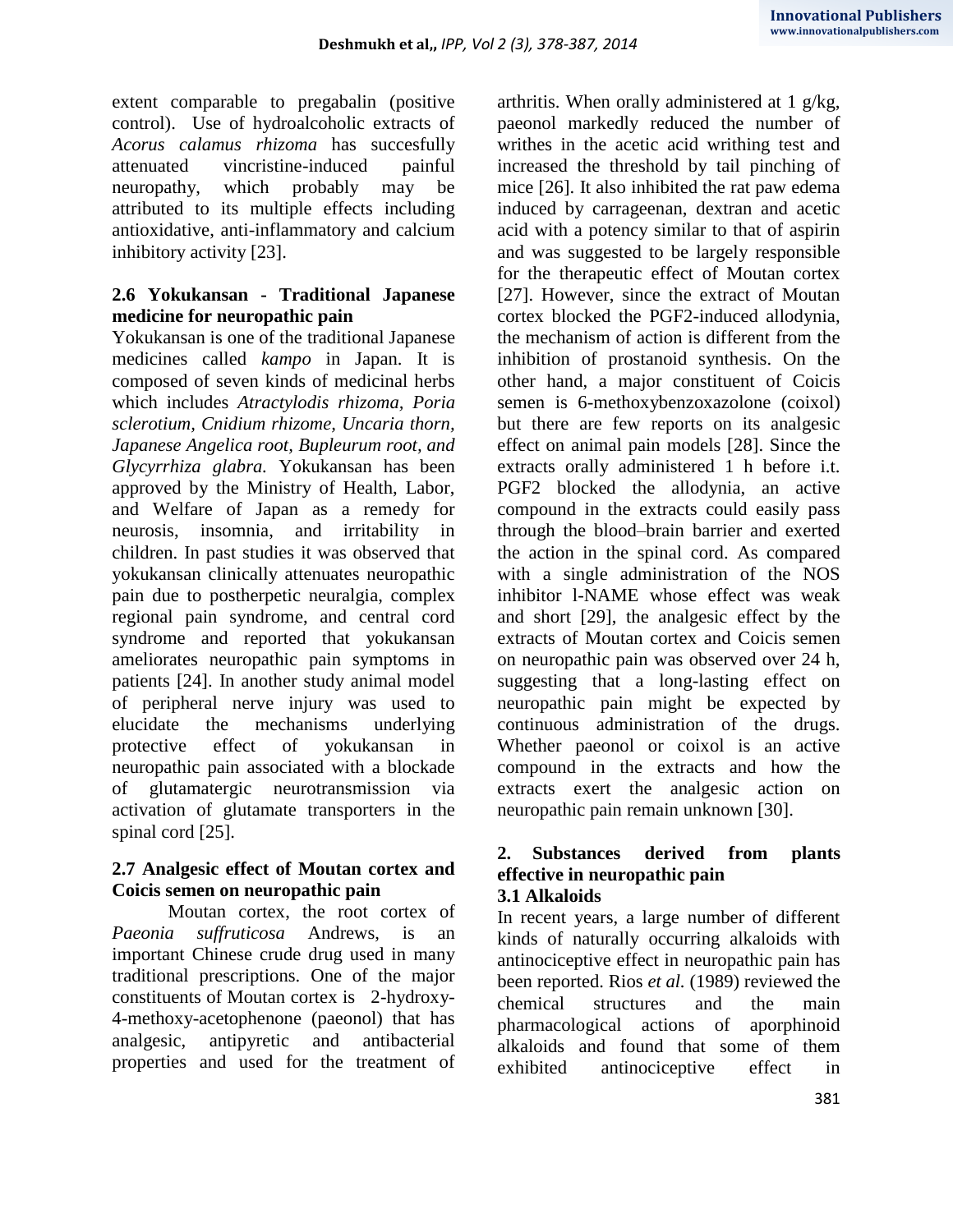extent comparable to pregabalin (positive control). Use of hydroalcoholic extracts of *Acorus calamus rhizoma* has succesfully attenuated vincristine-induced painful neuropathy, which probably may be attributed to its multiple effects including antioxidative, anti-inflammatory and calcium inhibitory activity [23].

### 2.6 Yokukansan - Traditional Japanese medicine for neuropathic pain

Yokukansan is one of the traditional Japanese medicines called *kampo* in Japan. It is composed of seven kinds of medicinal herbs which includes *Atractylodis rhizoma, Poria sclerotium, Cnidium rhizome, Uncaria thorn, Japanese Angelica root, Bupleurum root, and Glycyrrhiza glabra.* Yokukansan has been approved by the Ministry of Health, Labor, and Welfare of Japan as a remedy for neurosis, insomnia, and irritability in children. In past studies it was observed that yokukansan clinically attenuates neuropathic pain due to postherpetic neuralgia, complex regional pain syndrome, and central cord syndrome and reported that yokukansan ameliorates neuropathic pain symptoms in patients [24]. In another study animal model of peripheral nerve injury was used to elucidate the mechanisms underlying protective effect of yokukansan in neuropathic pain associated with a blockade of glutamatergic neurotransmission via activation of glutamate transporters in the spinal cord [25].

### 2.7 Analgesic effect of Moutan cortex and Coicis semen on neuropathic pain

Moutan cortex, the root cortex of *Paeonia suffruticosa* Andrews, is an important Chinese crude drug used in many traditional prescriptions. One of the major constituents of Moutan cortex is 2-hydroxy-4-methoxy-acetophenone (paeonol) that has analgesic, antipyretic and antibacterial properties and used for the treatment of arthritis. When orally administered at 1 g/kg, paeonol markedly reduced the number of writhes in the acetic acid writhing test and increased the threshold by tail pinching of mice [26]. It also inhibited the rat paw edema induced by carrageenan, dextran and acetic acid with a potency similar to that of aspirin and was suggested to be largely responsible for the therapeutic effect of Moutan cortex [27]. However, since the extract of Moutan cortex blocked the PGF2-induced allodynia, the mechanism of action is different from the inhibition of prostanoid synthesis. On the other hand, a major constituent of Coicis semen is 6-methoxybenzoxazolone (coixol) but there are few reports on its analgesic effect on animal pain models [28]. Since the extracts orally administered 1 h before i.t. PGF2 blocked the allodynia, an active compound in the extracts could easily pass through the blood–brain barrier and exerted the action in the spinal cord. As compared with a single administration of the NOS inhibitor l-NAME whose effect was weak and short [29], the analgesic effect by the extracts of Moutan cortex and Coicis semen on neuropathic pain was observed over 24 h, suggesting that a long-lasting effect on neuropathic pain might be expected by continuous administration of the drugs. Whether paeonol or coixol is an active compound in the extracts and how the extracts exert the analgesic action on neuropathic pain remain unknown [30].

## 2. Substances derived from plants effective in neuropathic pain

### 3.1 Alkaloids

In recent years, a large number of different kinds of naturally occurring alkaloids with antinociceptive effect in neuropathic pain has been reported. Rios *et al.* (1989) reviewed the chemical structures and the main pharmacological actions of aporphinoid alkaloids and found that some of them exhibited antinociceptive effect in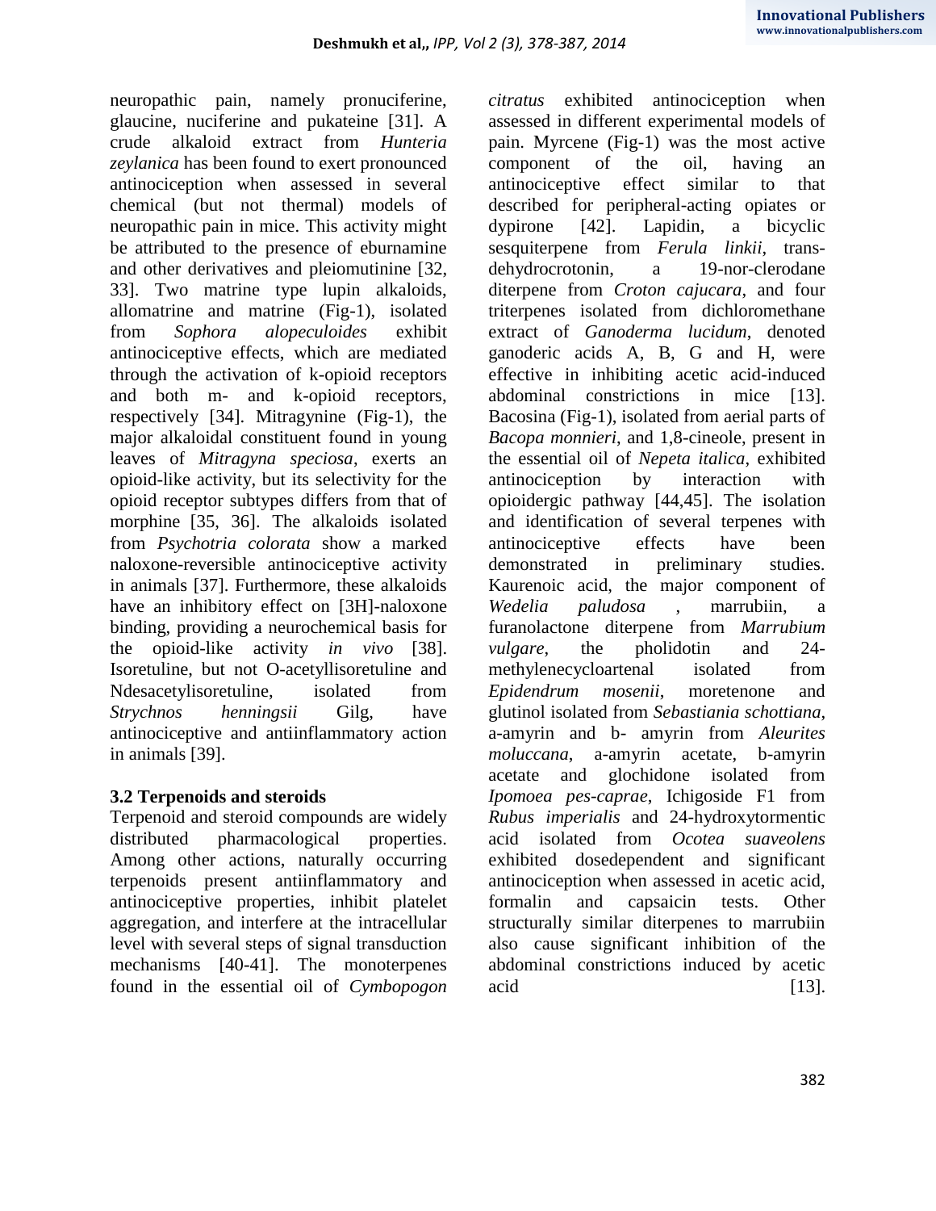neuropathic pain, namely pronuciferine, glaucine, nuciferine and pukateine [31]. A crude alkaloid extract from *Hunteria zeylanica* has been found to exert pronounced antinociception when assessed in several chemical (but not thermal) models of neuropathic pain in mice. This activity might be attributed to the presence of eburnamine and other derivatives and pleiomutinine [32, 33]. Two matrine type lupin alkaloids, allomatrine and matrine (Fig-1), isolated from *Sophora alopeculoides* exhibit antinociceptive effects, which are mediated through the activation of k-opioid receptors and both m- and k-opioid receptors, respectively [34]. Mitragynine (Fig-1), the major alkaloidal constituent found in young leaves of *Mitragyna speciosa*, exerts an opioid-like activity, but its selectivity for the opioid receptor subtypes differs from that of morphine [35, 36]. The alkaloids isolated from *Psychotria colorata* show a marked naloxone-reversible antinociceptive activity in animals [37]. Furthermore, these alkaloids have an inhibitory effect on [3H]-naloxone binding, providing a neurochemical basis for the opioid-like activity *in vivo* [38]. Isoretuline, but not O-acetyllisoretuline and Ndesacetylisoretuline, isolated from *Strychnos henningsii* Gilg, have antinociceptive and antiinflammatory action in animals [39].

### 3.2 Terpenoids and steroids

Terpenoid and steroid compounds are widely distributed pharmacological properties. Among other actions, naturally occurring terpenoids present antiinflammatory and antinociceptive properties, inhibit platelet aggregation, and interfere at the intracellular level with several steps of signal transduction mechanisms [40-41]. The monoterpenes found in the essential oil of *Cymbopogon citratus* exhibited antinociception when assessed in different experimental models of pain. Myrcene (Fig-1) was the most active component of the oil, having an antinociceptive effect similar to that described for peripheral-acting opiates or dypirone [42]. Lapidin, a bicyclic sesquiterpene from *Ferula linkii*, trans-dehydrocrotonin, a 19-nor-clerodane diterpene from *Croton cajucara*, and four triterpenes isolated from dichloromethane extract of *Ganoderma lucidum*, denoted ganoderic acids A, B, G and H, were effective in inhibiting acetic acid-induced abdominal constrictions in mice [13]. Bacosina (Fig-1), isolated from aerial parts of *Bacopa monnieri*, and 1,8-cineole, present in the essential oil of *Nepeta italica*, exhibited antinociception by interaction with opioidergic pathway [44,45]. The isolation and identification of several terpenes with antinociceptive effects have been demonstrated in preliminary studies. Kaurenoic acid, the major component of *Wedelia paludosa* , marrubiin, a furanolactone diterpene from *Marrubium vulgare*, the pholidotin and 24-methylenecycloartenal isolated from *Epidendrum mosenii*, moretenone and glutinol isolated from *Sebastiania schottiana*, a-amyrin and b- amyrin from *Aleurites moluccana*, a-amyrin acetate, b-amyrin acetate and glochidone isolated from *Ipomoea pes-caprae*, Ichigoside F1 from *Rubus imperialis* and 24-hydroxytormentic acid isolated from *Ocotea suaveolens* exhibited dosedependent and significant antinociception when assessed in acetic acid, formalin and capsaicin tests. Other structurally similar diterpenes to marrubiin also cause significant inhibition of the abdominal constrictions induced by acetic acid [13].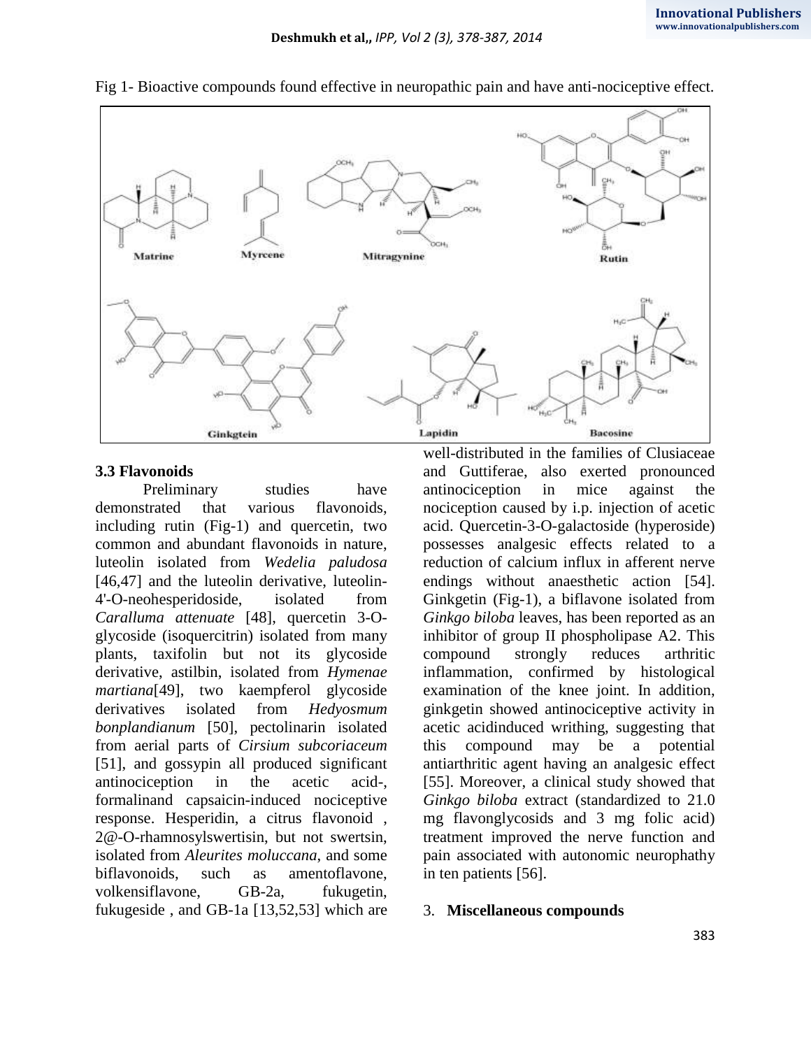Fig 1- Bioactive compounds found effective in neuropathic pain and have anti-nociceptive effect.

### 3.3 Flavonoids

Preliminary studies have demonstrated that various flavonoids, including rutin (Fig-1) and quercetin, two common and abundant flavonoids in nature, luteolin isolated from *Wedelia paludosa* [46,47] and the luteolin derivative, luteolin-4'-O-neohesperidoside, isolated from *Caralluma attenuate* [48], quercetin 3-O-glycoside (isoquercitrin) isolated from many plants, taxifolin but not its glycoside derivative, astilbin, isolated from *Hymenae martiana*[49], two kaempferol glycoside derivatives isolated from *Hedyosmum bonplandianum* [50], pectolinarin isolated from aerial parts of *Cirsium subcoriaceum* [51], and gossypin all produced significant antinociception in the acetic acid-, formalinand capsaicin-induced nociceptive response. Hesperidin, a citrus flavonoid , 2@-O-rhamnosylswertisin, but not swertsin, isolated from *Aleurites moluccana*, and some biflavonoids, such as amentoflavone, volkensiflavone, GB-2a, fukugetin, fukugeside , and GB-1a [13,52,53] which are well-distributed in the families of Clusiaceae and Guttiferae, also exerted pronounced antinociception in mice against the nociception caused by i.p. injection of acetic acid. Quercetin-3-O-galactoside (hyperoside) possesses analgesic effects related to a reduction of calcium influx in afferent nerve endings without anaesthetic action [54]. Ginkgetin (Fig-1), a biflavone isolated from *Ginkgo biloba* leaves, has been reported as an inhibitor of group II phospholipase A2. This compound strongly reduces arthritic inflammation, confirmed by histological examination of the knee joint. In addition, ginkgetin showed antinociceptive activity in acetic acidinduced writhing, suggesting that this compound may be a potential antiarthritic agent having an analgesic effect [55]. Moreover, a clinical study showed that *Ginkgo biloba* extract (standardized to 21.0 mg flavonglycosids and 3 mg folic acid) treatment improved the nerve function and pain associated with autonomic neurophathy in ten patients [56].

3. **Miscellaneous compounds**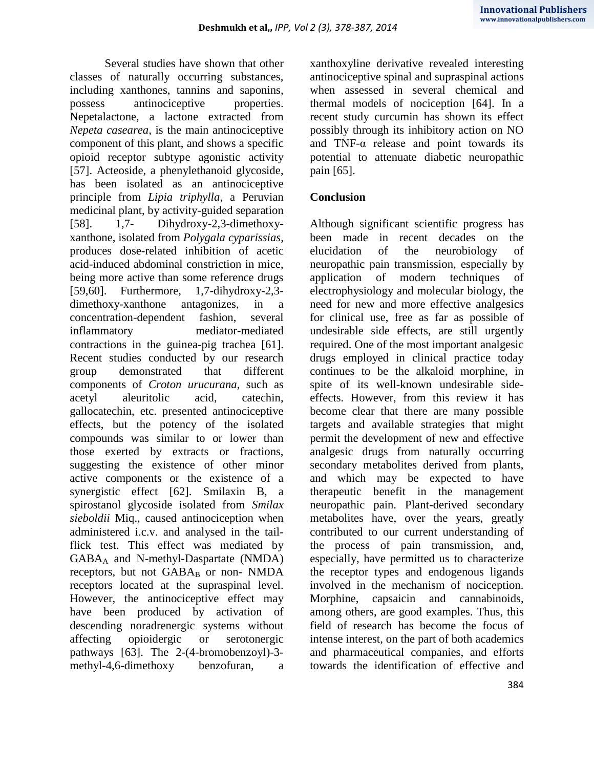Several studies have shown that other classes of naturally occurring substances, including xanthones, tannins and saponins, possess antinociceptive properties. Nepetalactone, a lactone extracted from *Nepeta casearea*, is the main antinociceptive component of this plant, and shows a specific opioid receptor subtype agonistic activity [57]. Acteoside, a phenylethanoid glycoside, has been isolated as an antinociceptive principle from *Lipia triphylla*, a Peruvian medicinal plant, by activity-guided separation [58]. 1,7- Dihydroxy-2,3-dimethoxy-xanthone, isolated from *Polygala cyparissias*, produces dose-related inhibition of acetic acid-induced abdominal constriction in mice, being more active than some reference drugs [59,60]. Furthermore, 1,7-dihydroxy-2,3-dimethoxy-xanthone antagonizes, in a concentration-dependent fashion, several inflammatory mediator-mediated contractions in the guinea-pig trachea [61]. Recent studies conducted by our research group demonstrated that different components of *Croton urucurana*, such as acetyl aleuritolic acid, catechin, gallocatechin, etc. presented antinociceptive effects, but the potency of the isolated compounds was similar to or lower than those exerted by extracts or fractions, suggesting the existence of other minor active components or the existence of a synergistic effect [62]. Smilaxin B, a spirostanol glycoside isolated from *Smilax sieboldii* Miq., caused antinociception when administered i.c.v. and analysed in the tail-flick test. This effect was mediated by $GABA_A$ and N-methyl-Daspartate (NMDA) receptors, but not $GABA_B$ or non- NMDA receptors located at the supraspinal level. However, the antinociceptive effect may have been produced by activation of descending noradrenergic systems without affecting opioidergic or serotonergic pathways [63]. The 2-(4-bromobenzoyl)-3-methyl-4,6-dimethoxy benzofuran, a xanthoxyline derivative revealed interesting antinociceptive spinal and supraspinal actions when assessed in several chemical and thermal models of nociception [64]. In a recent study curcumin has shown its effect possibly through its inhibitory action on NO and TNF-α release and point towards its potential to attenuate diabetic neuropathic pain [65].

## Conclusion

Although significant scientific progress has been made in recent decades on the elucidation of the neurobiology of neuropathic pain transmission, especially by application of modern techniques of electrophysiology and molecular biology, the need for new and more effective analgesics for clinical use, free as far as possible of undesirable side effects, are still urgently required. One of the most important analgesic drugs employed in clinical practice today continues to be the alkaloid morphine, in spite of its well-known undesirable side-effects. However, from this review it has become clear that there are many possible targets and available strategies that might permit the development of new and effective analgesic drugs from naturally occurring secondary metabolites derived from plants, and which may be expected to have therapeutic benefit in the management neuropathic pain. Plant-derived secondary metabolites have, over the years, greatly contributed to our current understanding of the process of pain transmission, and, especially, have permitted us to characterize the receptor types and endogenous ligands involved in the mechanism of nociception. Morphine, capsaicin and cannabinoids, among others, are good examples. Thus, this field of research has become the focus of intense interest, on the part of both academics and pharmaceutical companies, and efforts towards the identification of effective and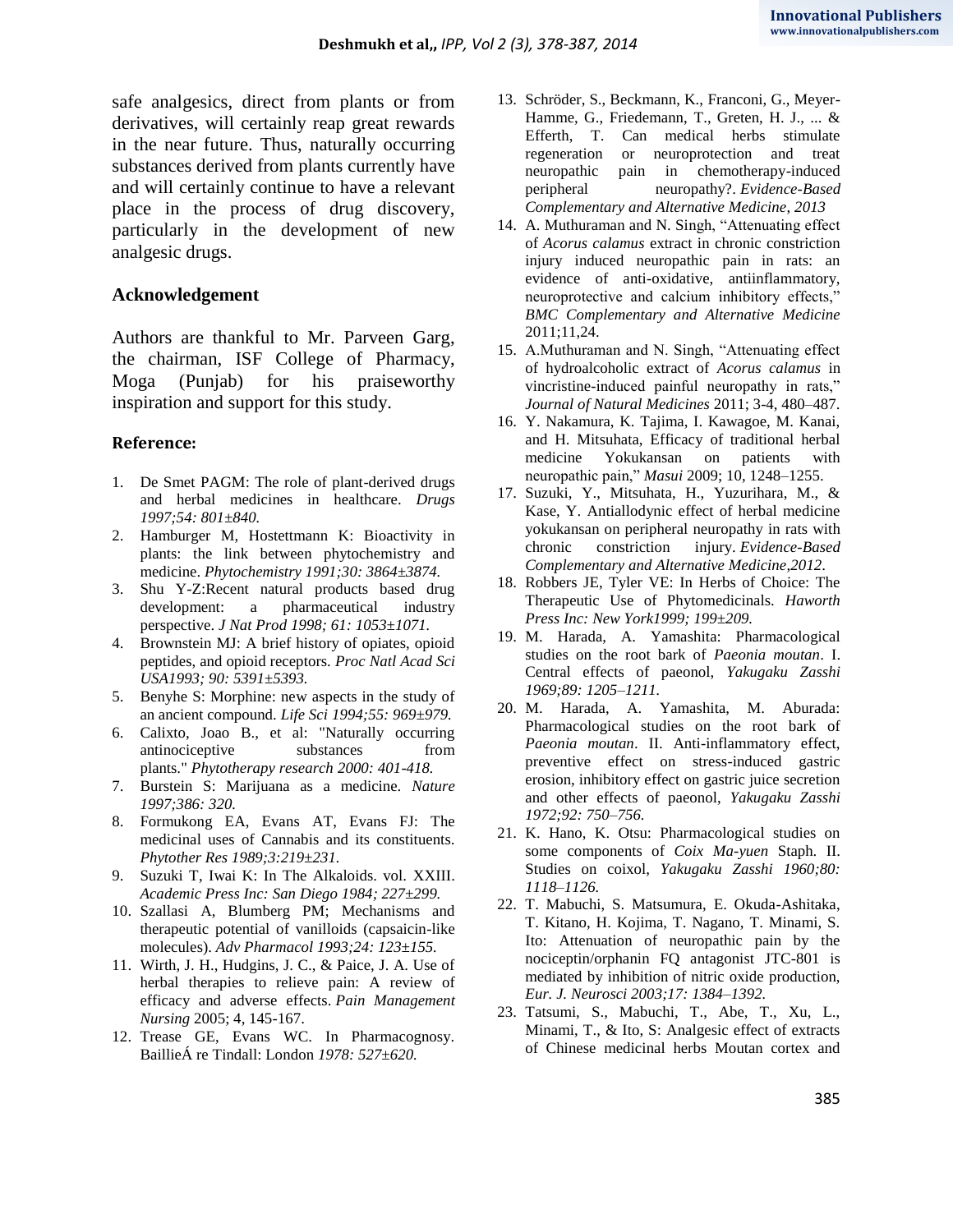safe analgesics, direct from plants or from derivatives, will certainly reap great rewards in the near future. Thus, naturally occurring substances derived from plants currently have and will certainly continue to have a relevant place in the process of drug discovery, particularly in the development of new analgesic drugs.

### Acknowledgement

Authors are thankful to Mr. Parveen Garg, the chairman, ISF College of Pharmacy, Moga (Punjab) for his praiseworthy inspiration and support for this study.

### Reference:

1. De Smet PAGM: The role of plant-derived drugs and herbal medicines in healthcare. *Drugs 1997;54: 801±840.*
2. Hamburger M, Hostettmann K: Bioactivity in plants: the link between phytochemistry and medicine. *Phytochemistry 1991;30: 3864±3874.*
3. Shu Y-Z:Recent natural products based drug development: a pharmaceutical industry perspective. *J Nat Prod 1998; 61: 1053±1071.*
4. Brownstein MJ: A brief history of opiates, opioid peptides, and opioid receptors. *Proc Natl Acad Sci USA1993; 90: 5391±5393.*
5. Benyhe S: Morphine: new aspects in the study of an ancient compound. *Life Sci 1994;55: 969±979.*
6. Calixto, Joao B., et al: "Naturally occurring antinociceptive substances from plants." *Phytotherapy research 2000: 401-418.*
7. Burstein S: Marijuana as a medicine. *Nature 1997;386: 320.*
8. Formukong EA, Evans AT, Evans FJ: The medicinal uses of Cannabis and its constituents. *Phytother Res 1989;3:219±231.*
9. Suzuki T, Iwai K: In The Alkaloids. vol. XXIII. *Academic Press Inc: San Diego 1984; 227±299.*
10. Szallasi A, Blumberg PM; Mechanisms and therapeutic potential of vanilloids (capsaicin-like molecules). *Adv Pharmacol 1993;24: 123±155.*
11. Wirth, J. H., Hudgins, J. C., & Paice, J. A. Use of herbal therapies to relieve pain: A review of efficacy and adverse effects. *Pain Management Nursing* 2005; 4, 145-167.
12. Trease GE, Evans WC. In Pharmacognosy. BaillieÁ re Tindall: London *1978: 527±620.*
13. Schröder, S., Beckmann, K., Franconi, G., Meyer-Hamme, G., Friedemann, T., Greten, H. J., ... & Efferth, T. Can medical herbs stimulate regeneration or neuroprotection and treat neuropathic pain in chemotherapy-induced peripheral neuropathy?. *Evidence-Based Complementary and Alternative Medicine*, *2013*
14. A. Muthuraman and N. Singh, "Attenuating effect of *Acorus calamus* extract in chronic constriction injury induced neuropathic pain in rats: an evidence of anti-oxidative, antiinflammatory, neuroprotective and calcium inhibitory effects," *BMC Complementary and Alternative Medicine* 2011;11,24.
15. A.Muthuraman and N. Singh, "Attenuating effect of hydroalcoholic extract of *Acorus calamus* in vincristine-induced painful neuropathy in rats," *Journal of Natural Medicines* 2011; 3-4, 480–487.
16. Y. Nakamura, K. Tajima, I. Kawagoe, M. Kanai, and H. Mitsuhata, Efficacy of traditional herbal medicine Yokukansan on patients with neuropathic pain," *Masui* 2009; 10, 1248–1255.
17. Suzuki, Y., Mitsuhata, H., Yuzurihara, M., & Kase, Y. Antiallodynic effect of herbal medicine yokukansan on peripheral neuropathy in rats with chronic constriction injury. *Evidence-Based Complementary and Alternative Medicine*,*2012*.
18. Robbers JE, Tyler VE: In Herbs of Choice: The Therapeutic Use of Phytomedicinals. *Haworth Press Inc: New York1999; 199±209.*
19. M. Harada, A. Yamashita: Pharmacological studies on the root bark of *Paeonia moutan*. I. Central effects of paeonol, *Yakugaku Zasshi 1969;89: 1205–1211.*
20. M. Harada, A. Yamashita, M. Aburada: Pharmacological studies on the root bark of *Paeonia moutan*. II. Anti-inflammatory effect, preventive effect on stress-induced gastric erosion, inhibitory effect on gastric juice secretion and other effects of paeonol, *Yakugaku Zasshi 1972;92: 750–756.*
21. K. Hano, K. Otsu: Pharmacological studies on some components of *Coix Ma-yuen* Staph. II. Studies on coixol, *Yakugaku Zasshi 1960;80: 1118–1126.*
22. T. Mabuchi, S. Matsumura, E. Okuda-Ashitaka, T. Kitano, H. Kojima, T. Nagano, T. Minami, S. Ito: Attenuation of neuropathic pain by the nociceptin/orphanin FQ antagonist JTC-801 is mediated by inhibition of nitric oxide production, *Eur. J. Neurosci 2003;17: 1384–1392.*
23. Tatsumi, S., Mabuchi, T., Abe, T., Xu, L., Minami, T., & Ito, S: Analgesic effect of extracts of Chinese medicinal herbs Moutan cortex and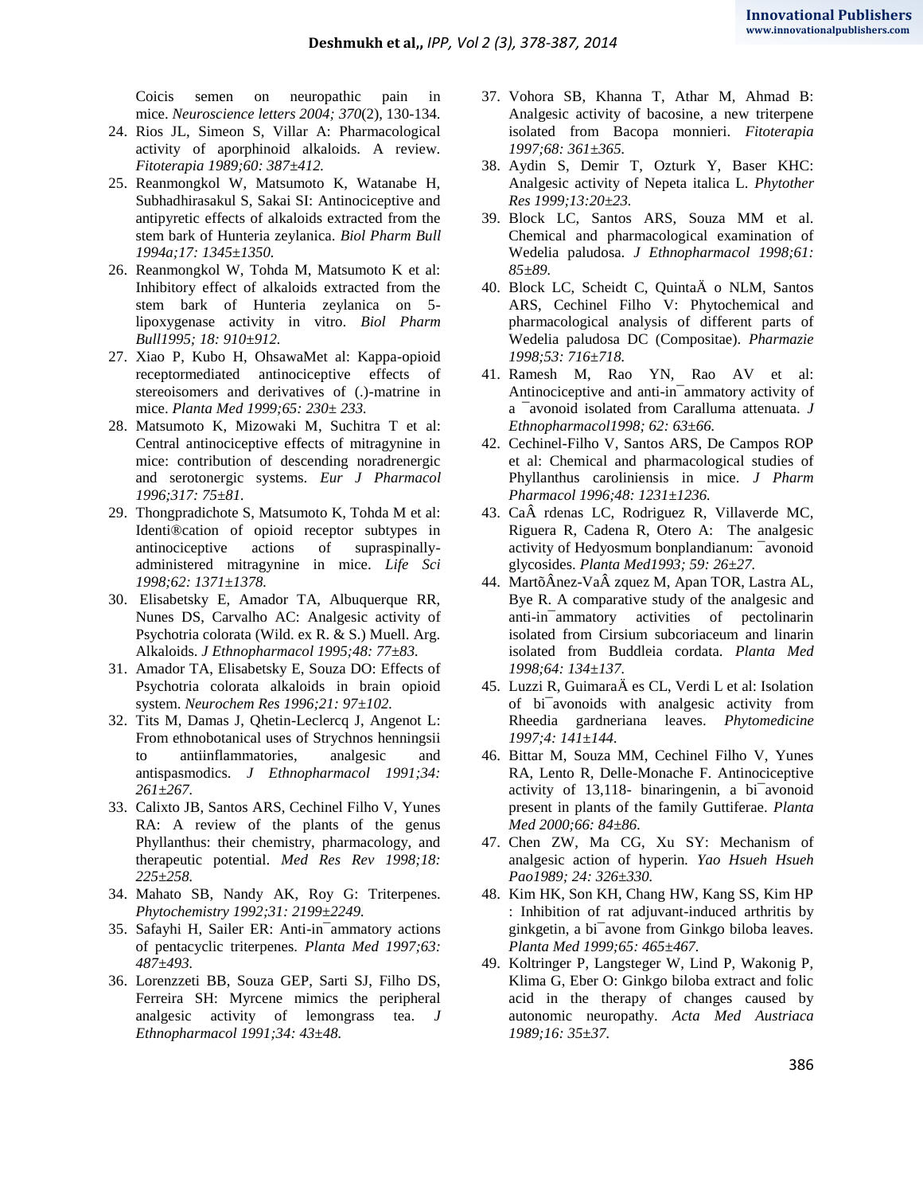Coicis semen on neuropathic pain in mice. *Neuroscience letters 2004; 370*(2), 130-134.

24. Rios JL, Simeon S, Villar A: Pharmacological activity of aporphinoid alkaloids. A review. *Fitoterapia 1989;60: 387±412.*
25. Reanmongkol W, Matsumoto K, Watanabe H, Subhadhirasakul S, Sakai SI: Antinociceptive and antipyretic effects of alkaloids extracted from the stem bark of Hunteria zeylanica. *Biol Pharm Bull 1994a;17: 1345±1350.*
26. Reanmongkol W, Tohda M, Matsumoto K et al: Inhibitory effect of alkaloids extracted from the stem bark of Hunteria zeylanica on 5-lipoxygenase activity in vitro. *Biol Pharm Bull1995; 18: 910±912.*
27. Xiao P, Kubo H, OhsawaMet al: Kappa-opioid receptormediated antinociceptive effects of stereoisomers and derivatives of (.)-matrine in mice. *Planta Med 1999;65: 230± 233.*
28. Matsumoto K, Mizowaki M, Suchitra T et al: Central antinociceptive effects of mitragynine in mice: contribution of descending noradrenergic and serotonergic systems. *Eur J Pharmacol 1996;317: 75±81.*
29. Thongpradichote S, Matsumoto K, Tohda M et al: Identi®cation of opioid receptor subtypes in antinociceptive actions of supraspinally-administered mitragynine in mice. *Life Sci 1998;62: 1371±1378.*
30. Elisabetsky E, Amador TA, Albuquerque RR, Nunes DS, Carvalho AC: Analgesic activity of Psychotria colorata (Wild. ex R. & S.) Muell. Arg. Alkaloids. *J Ethnopharmacol 1995;48: 77±83.*
31. Amador TA, Elisabetsky E, Souza DO: Effects of Psychotria colorata alkaloids in brain opioid system. *Neurochem Res 1996;21: 97±102.*
32. Tits M, Damas J, Qhetin-Leclercq J, Angenot L: From ethnobotanical uses of Strychnos henningsii to antiinflammatories, analgesic and antispasmodics. *J Ethnopharmacol 1991;34: 261±267.*
33. Calixto JB, Santos ARS, Cechinel Filho V, Yunes RA: A review of the plants of the genus Phyllanthus: their chemistry, pharmacology, and therapeutic potential. *Med Res Rev 1998;18: 225±258.*
34. Mahato SB, Nandy AK, Roy G: Triterpenes. *Phytochemistry 1992;31: 2199±2249.*
35. Safayhi H, Sailer ER: Anti-in¯ammatory actions of pentacyclic triterpenes. *Planta Med 1997;63: 487±493.*
36. Lorenzzeti BB, Souza GEP, Sarti SJ, Filho DS, Ferreira SH: Myrcene mimics the peripheral analgesic activity of lemongrass tea. *J Ethnopharmacol 1991;34: 43±48.*
37. Vohora SB, Khanna T, Athar M, Ahmad B: Analgesic activity of bacosine, a new triterpene isolated from Bacopa monnieri. *Fitoterapia 1997;68: 361±365.*
38. Aydin S, Demir T, Ozturk Y, Baser KHC: Analgesic activity of Nepeta italica L. *Phytother Res 1999;13:20±23.*
39. Block LC, Santos ARS, Souza MM et al. Chemical and pharmacological examination of Wedelia paludosa. *J Ethnopharmacol 1998;61: 85±89.*
40. Block LC, Scheidt C, QuintaÄ o NLM, Santos ARS, Cechinel Filho V: Phytochemical and pharmacological analysis of different parts of Wedelia paludosa DC (Compositae). *Pharmazie 1998;53: 716±718.*
41. Ramesh M, Rao YN, Rao AV et al: Antinociceptive and anti-in¯ammatory activity of a ¯avonoid isolated from Caralluma attenuata. *J Ethnopharmacol1998; 62: 63±66.*
42. Cechinel-Filho V, Santos ARS, De Campos ROP et al: Chemical and pharmacological studies of Phyllanthus caroliniensis in mice. *J Pharm Pharmacol 1996;48: 1231±1236.*
43. CaÂ rdenas LC, Rodriguez R, Villaverde MC, Riguera R, Cadena R, Otero A: The analgesic activity of Hedyosmum bonplandianum: ¯avonoid glycosides. *Planta Med1993; 59: 26±27.*
44. MartõÂnez-VaÂ zquez M, Apan TOR, Lastra AL, Bye R. A comparative study of the analgesic and anti-in¯ammatory activities of pectolinarin isolated from Cirsium subcoriaceum and linarin isolated from Buddleia cordata. *Planta Med 1998;64: 134±137.*
45. Luzzi R, GuimaraÄ es CL, Verdi L et al: Isolation of bi¯avonoids with analgesic activity from Rheedia gardneriana leaves. *Phytomedicine 1997;4: 141±144.*
46. Bittar M, Souza MM, Cechinel Filho V, Yunes RA, Lento R, Delle-Monache F. Antinociceptive activity of 13,118- binaringenin, a bi¯avonoid present in plants of the family Guttiferae. *Planta Med 2000;66: 84±86.*
47. Chen ZW, Ma CG, Xu SY: Mechanism of analgesic action of hyperin. *Yao Hsueh Hsueh Pao1989; 24: 326±330.*
48. Kim HK, Son KH, Chang HW, Kang SS, Kim HP : Inhibition of rat adjuvant-induced arthritis by ginkgetin, a bi¯avone from Ginkgo biloba leaves. *Planta Med 1999;65: 465±467.*
49. Koltringer P, Langsteger W, Lind P, Wakonig P, Klima G, Eber O: Ginkgo biloba extract and folic acid in the therapy of changes caused by autonomic neuropathy. *Acta Med Austriaca 1989;16: 35±37.*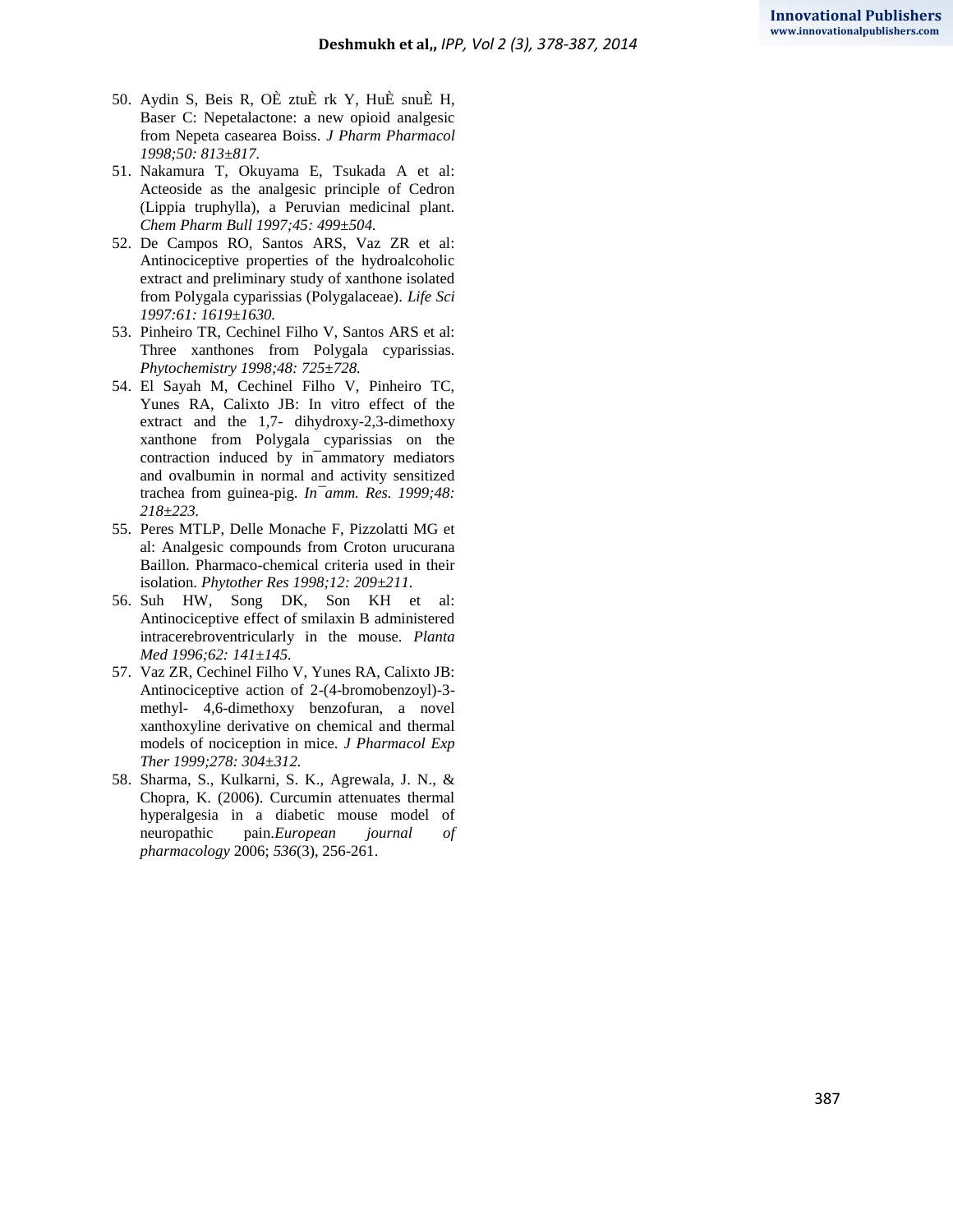50. Aydin S, Beis R, OÈ ztuÈ rk Y, HuÈ snuÈ H, Baser C: Nepetalactone: a new opioid analgesic from Nepeta casearea Boiss. *J Pharm Pharmacol 1998;50: 813±817.*
51. Nakamura T, Okuyama E, Tsukada A et al: Acteoside as the analgesic principle of Cedron (Lippia truphylla), a Peruvian medicinal plant. *Chem Pharm Bull 1997;45: 499±504.*
52. De Campos RO, Santos ARS, Vaz ZR et al: Antinociceptive properties of the hydroalcoholic extract and preliminary study of xanthone isolated from Polygala cyparissias (Polygalaceae). *Life Sci 1997:61: 1619±1630.*
53. Pinheiro TR, Cechinel Filho V, Santos ARS et al: Three xanthones from Polygala cyparissias. *Phytochemistry 1998;48: 725±728.*
54. El Sayah M, Cechinel Filho V, Pinheiro TC, Yunes RA, Calixto JB: In vitro effect of the extract and the 1,7- dihydroxy-2,3-dimethoxy xanthone from Polygala cyparissias on the contraction induced by in¯ammatory mediators and ovalbumin in normal and activity sensitized trachea from guinea-pig. *In¯amm. Res. 1999;48: 218±223.*
55. Peres MTLP, Delle Monache F, Pizzolatti MG et al: Analgesic compounds from Croton urucurana Baillon. Pharmaco-chemical criteria used in their isolation. *Phytother Res 1998;12: 209±211.*
56. Suh HW, Song DK, Son KH et al: Antinociceptive effect of smilaxin B administered intracerebroventricularly in the mouse. *Planta Med 1996;62: 141±145.*
57. Vaz ZR, Cechinel Filho V, Yunes RA, Calixto JB: Antinociceptive action of 2-(4-bromobenzoyl)-3-methyl- 4,6-dimethoxy benzofuran, a novel xanthoxyline derivative on chemical and thermal models of nociception in mice. *J Pharmacol Exp Ther 1999;278: 304±312.*
58. Sharma, S., Kulkarni, S. K., Agrewala, J. N., & Chopra, K. (2006). Curcumin attenuates thermal hyperalgesia in a diabetic mouse model of neuropathic pain.*European journal of pharmacology* 2006; *536*(3), 256-261.